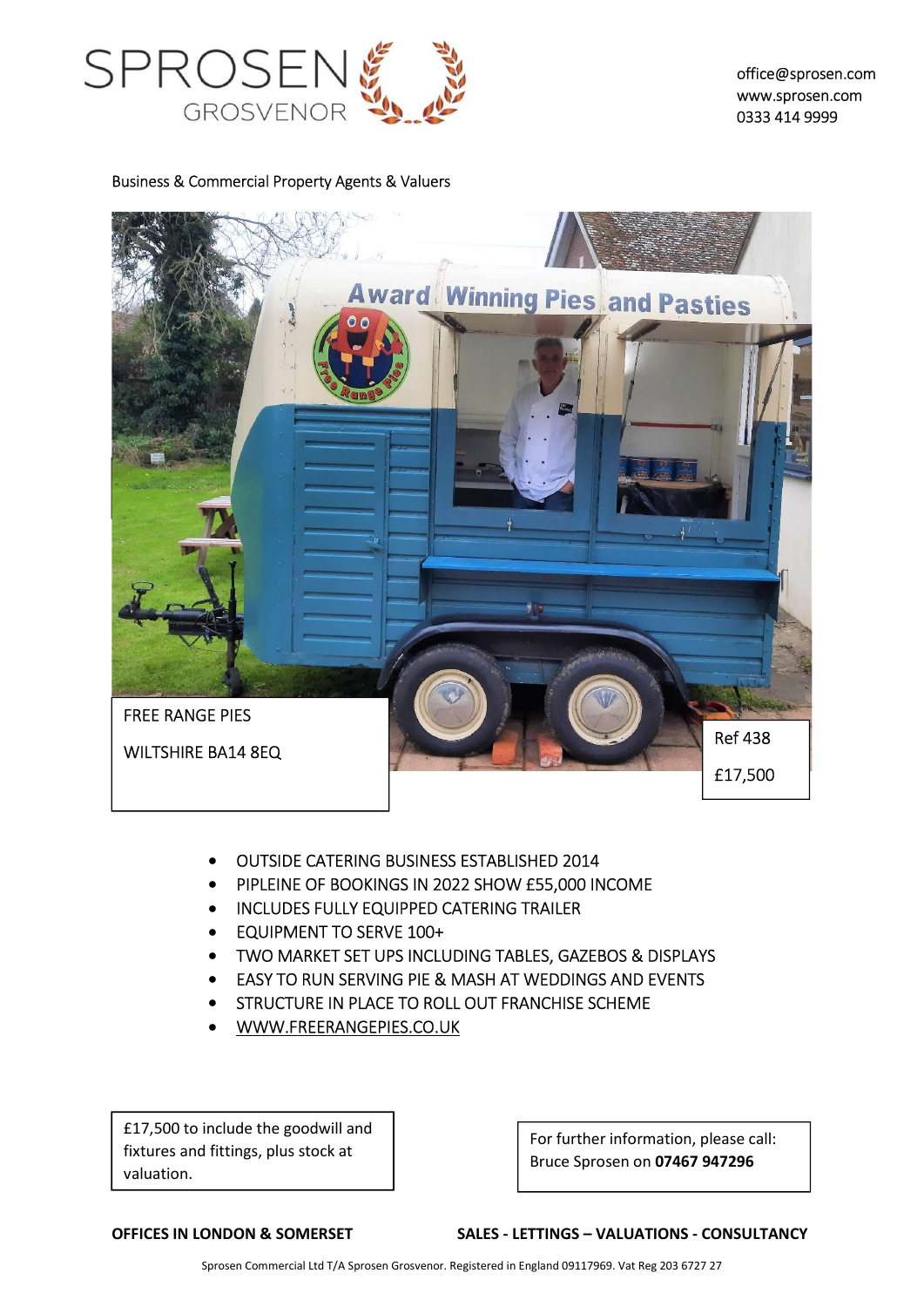# SPROSEN GROSVENOR

office@sprosen.com
www.sprosen.com
0333 414 9999

Business & Commercial Property Agents & Valuers

FREE RANGE PIES

WILTSHIRE BA14 8EQ

Ref 438

£17,500

- OUTSIDE CATERING BUSINESS ESTABLISHED 2014
- PIPLEINE OF BOOKINGS IN 2022 SHOW £55,000 INCOME
- INCLUDES FULLY EQUIPPED CATERING TRAILER
- EQUIPMENT TO SERVE 100+
- TWO MARKET SET UPS INCLUDING TABLES, GAZEBOS & DISPLAYS
- EASY TO RUN SERVING PIE & MASH AT WEDDINGS AND EVENTS
- STRUCTURE IN PLACE TO ROLL OUT FRANCHISE SCHEME
- WWW.FREERANGEPIES.CO.UK

£17,500 to include the goodwill and fixtures and fittings, plus stock at valuation.

For further information, please call: Bruce Sprosen on **07467 947296**

**OFFICES IN LONDON & SOMERSET**

**SALES - LETTINGS – VALUATIONS - CONSULTANCY**

Sprosen Commercial Ltd T/A Sprosen Grosvenor. Registered in England 09117969. Vat Reg 203 6727 27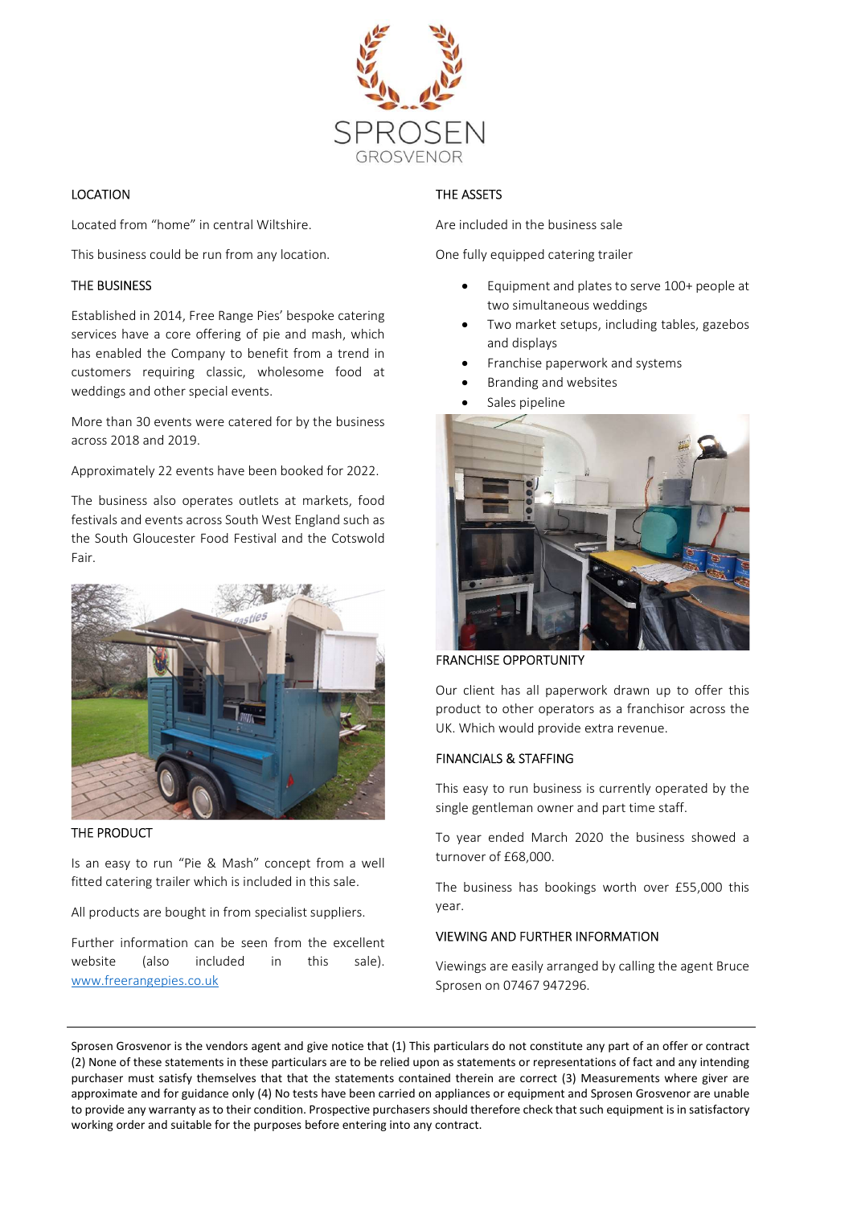SPROSEN
GROSVENOR

## LOCATION

Located from "home" in central Wiltshire.

This business could be run from any location.

## THE BUSINESS

Established in 2014, Free Range Pies' bespoke catering services have a core offering of pie and mash, which has enabled the Company to benefit from a trend in customers requiring classic, wholesome food at weddings and other special events.

More than 30 events were catered for by the business across 2018 and 2019.

Approximately 22 events have been booked for 2022.

The business also operates outlets at markets, food festivals and events across South West England such as the South Gloucester Food Festival and the Cotswold Fair.

## THE PRODUCT

Is an easy to run "Pie & Mash" concept from a well fitted catering trailer which is included in this sale.

All products are bought in from specialist suppliers.

Further information can be seen from the excellent website (also included in this sale). [www.freerangepies.co.uk](http://www.freerangepies.co.uk)

## THE ASSETS

Are included in the business sale

One fully equipped catering trailer

- Equipment and plates to serve 100+ people at two simultaneous weddings
- Two market setups, including tables, gazebos and displays
- Franchise paperwork and systems
- Branding and websites
- Sales pipeline

## FRANCHISE OPPORTUNITY

Our client has all paperwork drawn up to offer this product to other operators as a franchisor across the UK. Which would provide extra revenue.

## FINANCIALS & STAFFING

This easy to run business is currently operated by the single gentleman owner and part time staff.

To year ended March 2020 the business showed a turnover of £68,000.

The business has bookings worth over £55,000 this year.

## VIEWING AND FURTHER INFORMATION

Viewings are easily arranged by calling the agent Bruce Sprosen on 07467 947296.

---

Sprosen Grosvenor is the vendors agent and give notice that (1) This particulars do not constitute any part of an offer or contract (2) None of these statements in these particulars are to be relied upon as statements or representations of fact and any intending purchaser must satisfy themselves that that the statements contained therein are correct (3) Measurements where giver are approximate and for guidance only (4) No tests have been carried on appliances or equipment and Sprosen Grosvenor are unable to provide any warranty as to their condition. Prospective purchasers should therefore check that such equipment is in satisfactory working order and suitable for the purposes before entering into any contract.